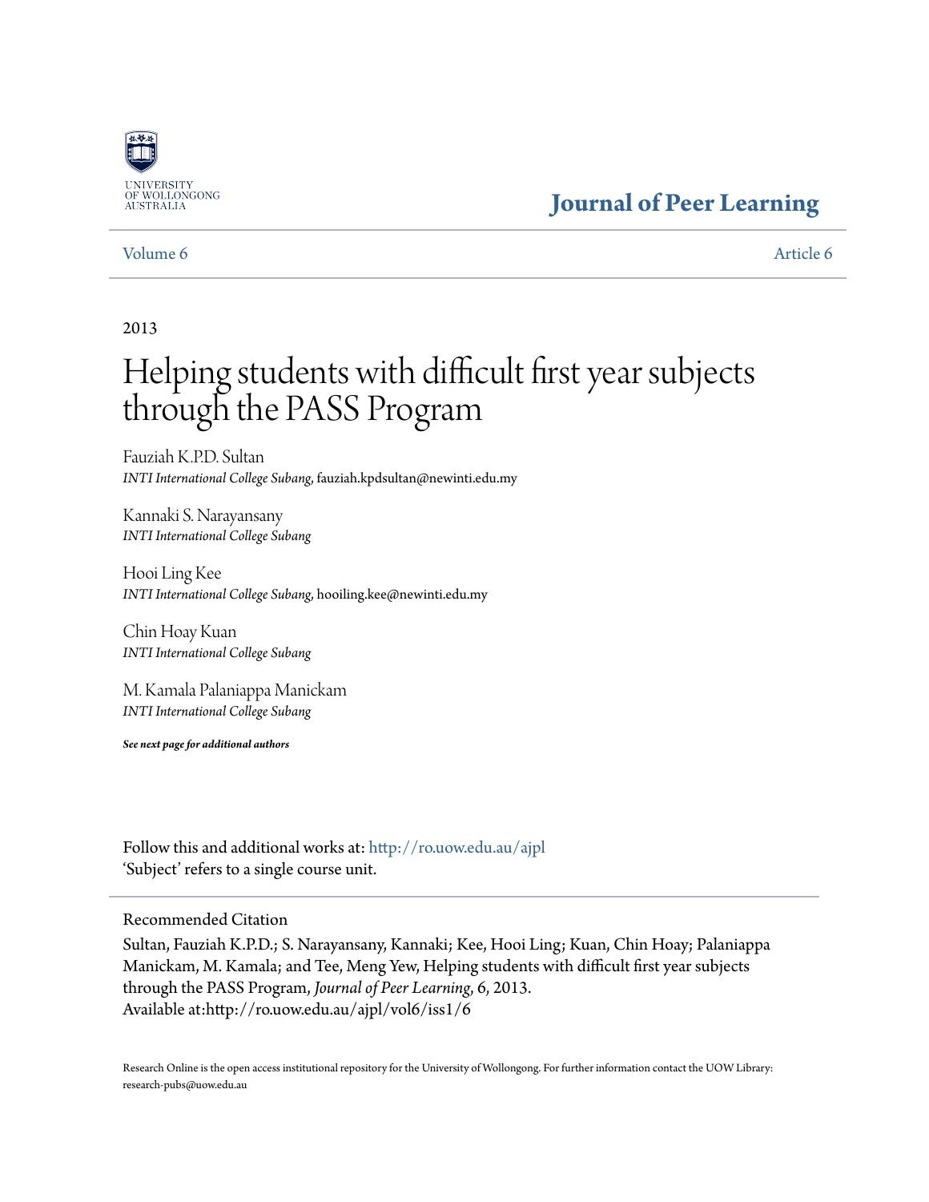UNIVERSITY OF WOLLONGONG AUSTRALIA

**Journal of Peer Learning**

Volume 6 | Article 6

2013

# Helping students with difficult first year subjects through the PASS Program

Fauziah K.P.D. Sultan
*INTI International College Subang*, fauziah.kpdsultan@newinti.edu.my

Kannaki S. Narayansany
*INTI International College Subang*

Hooi Ling Kee
*INTI International College Subang*, hooiling.kee@newinti.edu.my

Chin Hoay Kuan
*INTI International College Subang*

M. Kamala Palaniappa Manickam
*INTI International College Subang*

***See next page for additional authors***

Follow this and additional works at: http://ro.uow.edu.au/ajpl
'Subject' refers to a single course unit.

Recommended Citation
Sultan, Fauziah K.P.D.; S. Narayansany, Kannaki; Kee, Hooi Ling; Kuan, Chin Hoay; Palaniappa Manickam, M. Kamala; and Tee, Meng Yew, Helping students with difficult first year subjects through the PASS Program, *Journal of Peer Learning*, 6, 2013.
Available at:http://ro.uow.edu.au/ajpl/vol6/iss1/6

Research Online is the open access institutional repository for the University of Wollongong. For further information contact the UOW Library: research-pubs@uow.edu.au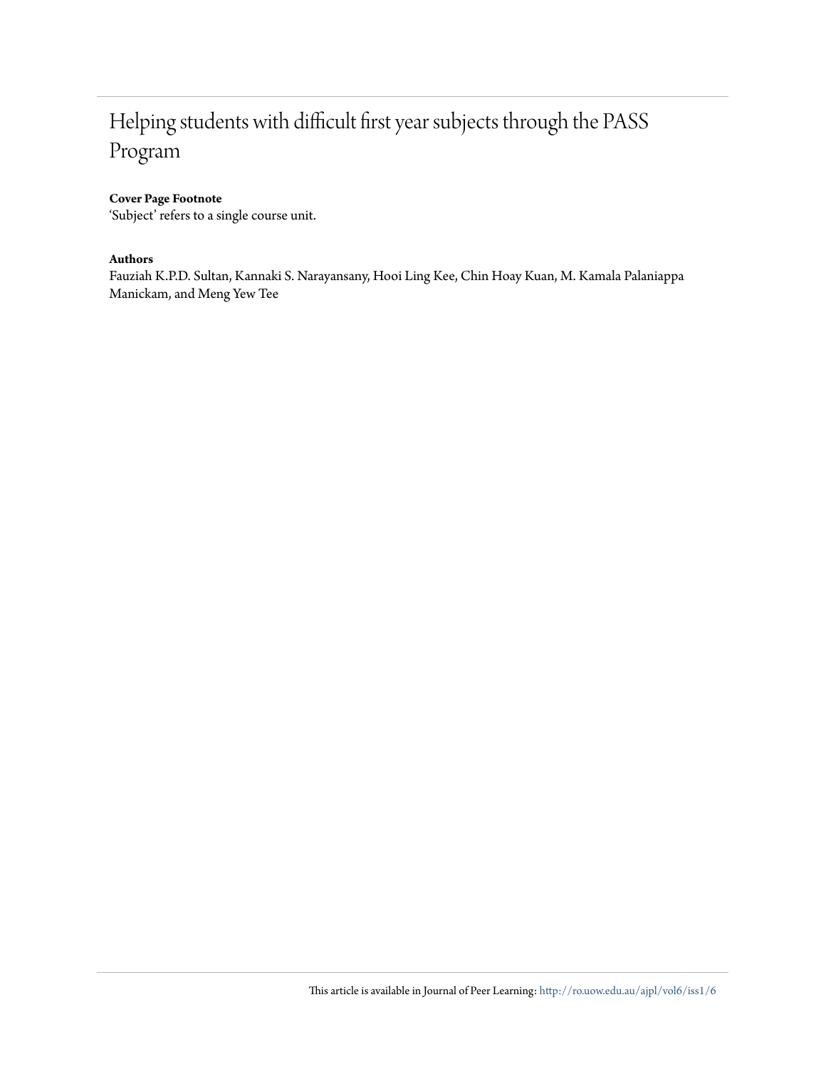# Helping students with difficult first year subjects through the PASS Program

**Cover Page Footnote**

'Subject' refers to a single course unit.

**Authors**

Fauziah K.P.D. Sultan, Kannaki S. Narayansany, Hooi Ling Kee, Chin Hoay Kuan, M. Kamala Palaniappa Manickam, and Meng Yew Tee

This article is available in Journal of Peer Learning: http://ro.uow.edu.au/ajpl/vol6/iss1/6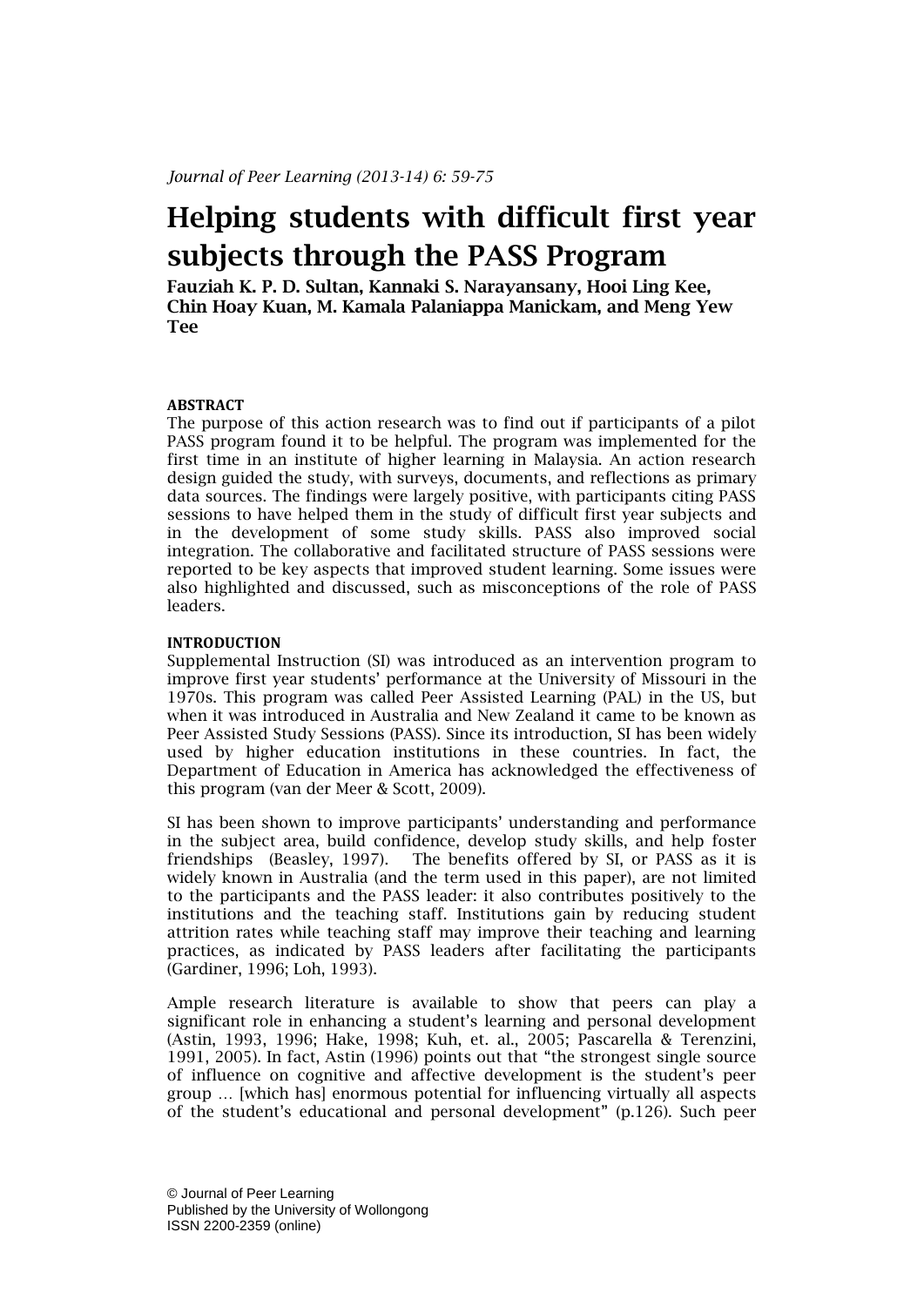*Journal of Peer Learning (2013-14) 6: 59-75*

# Helping students with difficult first year subjects through the PASS Program

**Fauziah K. P. D. Sultan, Kannaki S. Narayansany, Hooi Ling Kee, Chin Hoay Kuan, M. Kamala Palaniappa Manickam, and Meng Yew Tee**

## ABSTRACT

The purpose of this action research was to find out if participants of a pilot PASS program found it to be helpful. The program was implemented for the first time in an institute of higher learning in Malaysia. An action research design guided the study, with surveys, documents, and reflections as primary data sources. The findings were largely positive, with participants citing PASS sessions to have helped them in the study of difficult first year subjects and in the development of some study skills. PASS also improved social integration. The collaborative and facilitated structure of PASS sessions were reported to be key aspects that improved student learning. Some issues were also highlighted and discussed, such as misconceptions of the role of PASS leaders.

## INTRODUCTION

Supplemental Instruction (SI) was introduced as an intervention program to improve first year students' performance at the University of Missouri in the 1970s. This program was called Peer Assisted Learning (PAL) in the US, but when it was introduced in Australia and New Zealand it came to be known as Peer Assisted Study Sessions (PASS). Since its introduction, SI has been widely used by higher education institutions in these countries. In fact, the Department of Education in America has acknowledged the effectiveness of this program (van der Meer & Scott, 2009).

SI has been shown to improve participants' understanding and performance in the subject area, build confidence, develop study skills, and help foster friendships (Beasley, 1997). The benefits offered by SI, or PASS as it is widely known in Australia (and the term used in this paper), are not limited to the participants and the PASS leader: it also contributes positively to the institutions and the teaching staff. Institutions gain by reducing student attrition rates while teaching staff may improve their teaching and learning practices, as indicated by PASS leaders after facilitating the participants (Gardiner, 1996; Loh, 1993).

Ample research literature is available to show that peers can play a significant role in enhancing a student's learning and personal development (Astin, 1993, 1996; Hake, 1998; Kuh, et. al., 2005; Pascarella & Terenzini, 1991, 2005). In fact, Astin (1996) points out that "the strongest single source of influence on cognitive and affective development is the student's peer group … [which has] enormous potential for influencing virtually all aspects of the student's educational and personal development" (p.126). Such peer

© Journal of Peer Learning
Published by the University of Wollongong
ISSN 2200-2359 (online)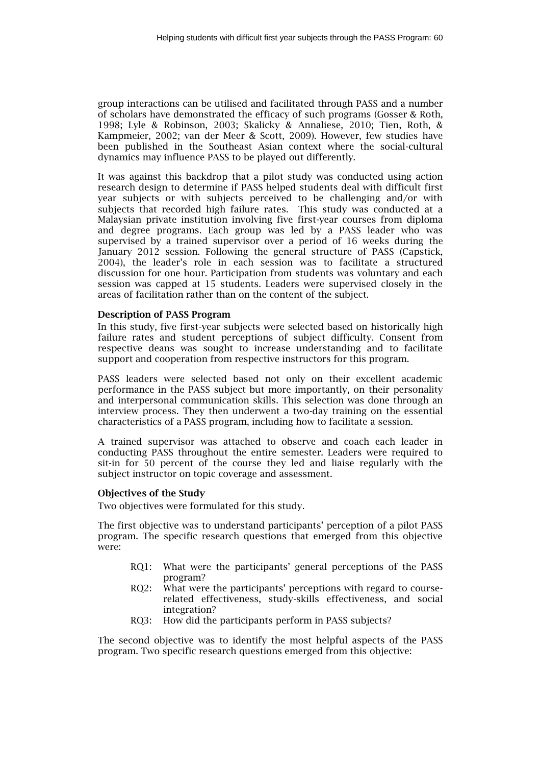group interactions can be utilised and facilitated through PASS and a number of scholars have demonstrated the efficacy of such programs (Gosser & Roth, 1998; Lyle & Robinson, 2003; Skalicky & Annaliese, 2010; Tien, Roth, & Kampmeier, 2002; van der Meer & Scott, 2009). However, few studies have been published in the Southeast Asian context where the social-cultural dynamics may influence PASS to be played out differently.

It was against this backdrop that a pilot study was conducted using action research design to determine if PASS helped students deal with difficult first year subjects or with subjects perceived to be challenging and/or with subjects that recorded high failure rates. This study was conducted at a Malaysian private institution involving five first-year courses from diploma and degree programs. Each group was led by a PASS leader who was supervised by a trained supervisor over a period of 16 weeks during the January 2012 session. Following the general structure of PASS (Capstick, 2004), the leader's role in each session was to facilitate a structured discussion for one hour. Participation from students was voluntary and each session was capped at 15 students. Leaders were supervised closely in the areas of facilitation rather than on the content of the subject.

### Description of PASS Program

In this study, five first-year subjects were selected based on historically high failure rates and student perceptions of subject difficulty. Consent from respective deans was sought to increase understanding and to facilitate support and cooperation from respective instructors for this program.

PASS leaders were selected based not only on their excellent academic performance in the PASS subject but more importantly, on their personality and interpersonal communication skills. This selection was done through an interview process. They then underwent a two-day training on the essential characteristics of a PASS program, including how to facilitate a session.

A trained supervisor was attached to observe and coach each leader in conducting PASS throughout the entire semester. Leaders were required to sit-in for 50 percent of the course they led and liaise regularly with the subject instructor on topic coverage and assessment.

### Objectives of the Study

Two objectives were formulated for this study.

The first objective was to understand participants' perception of a pilot PASS program. The specific research questions that emerged from this objective were:

- RQ1: What were the participants' general perceptions of the PASS program?
- RQ2: What were the participants' perceptions with regard to course-related effectiveness, study-skills effectiveness, and social integration?
- RQ3: How did the participants perform in PASS subjects?

The second objective was to identify the most helpful aspects of the PASS program. Two specific research questions emerged from this objective: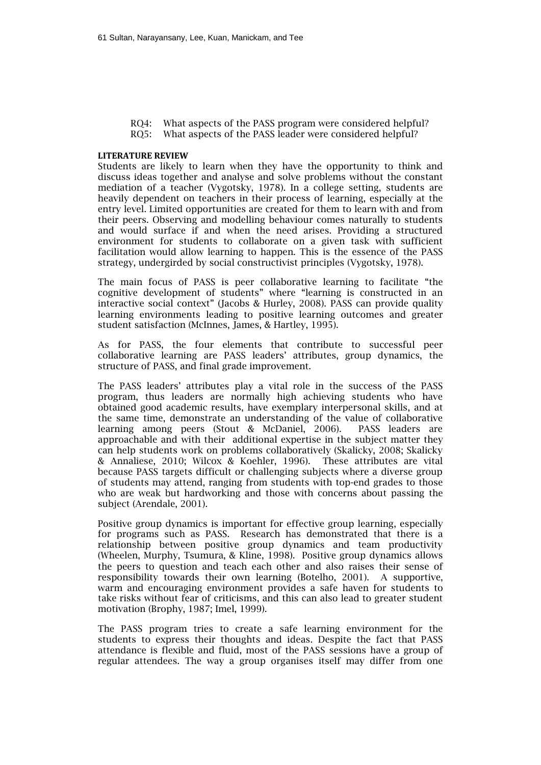RQ4: What aspects of the PASS program were considered helpful?
RQ5: What aspects of the PASS leader were considered helpful?

## LITERATURE REVIEW

Students are likely to learn when they have the opportunity to think and discuss ideas together and analyse and solve problems without the constant mediation of a teacher (Vygotsky, 1978). In a college setting, students are heavily dependent on teachers in their process of learning, especially at the entry level. Limited opportunities are created for them to learn with and from their peers. Observing and modelling behaviour comes naturally to students and would surface if and when the need arises. Providing a structured environment for students to collaborate on a given task with sufficient facilitation would allow learning to happen. This is the essence of the PASS strategy, undergirded by social constructivist principles (Vygotsky, 1978).

The main focus of PASS is peer collaborative learning to facilitate "the cognitive development of students" where "learning is constructed in an interactive social context" (Jacobs & Hurley, 2008). PASS can provide quality learning environments leading to positive learning outcomes and greater student satisfaction (McInnes, James, & Hartley, 1995).

As for PASS, the four elements that contribute to successful peer collaborative learning are PASS leaders' attributes, group dynamics, the structure of PASS, and final grade improvement.

The PASS leaders' attributes play a vital role in the success of the PASS program, thus leaders are normally high achieving students who have obtained good academic results, have exemplary interpersonal skills, and at the same time, demonstrate an understanding of the value of collaborative learning among peers (Stout & McDaniel, 2006). PASS leaders are approachable and with their additional expertise in the subject matter they can help students work on problems collaboratively (Skalicky, 2008; Skalicky & Annaliese, 2010; Wilcox & Koehler, 1996). These attributes are vital because PASS targets difficult or challenging subjects where a diverse group of students may attend, ranging from students with top-end grades to those who are weak but hardworking and those with concerns about passing the subject (Arendale, 2001).

Positive group dynamics is important for effective group learning, especially for programs such as PASS. Research has demonstrated that there is a relationship between positive group dynamics and team productivity (Wheelen, Murphy, Tsumura, & Kline, 1998). Positive group dynamics allows the peers to question and teach each other and also raises their sense of responsibility towards their own learning (Botelho, 2001). A supportive, warm and encouraging environment provides a safe haven for students to take risks without fear of criticisms, and this can also lead to greater student motivation (Brophy, 1987; Imel, 1999).

The PASS program tries to create a safe learning environment for the students to express their thoughts and ideas. Despite the fact that PASS attendance is flexible and fluid, most of the PASS sessions have a group of regular attendees. The way a group organises itself may differ from one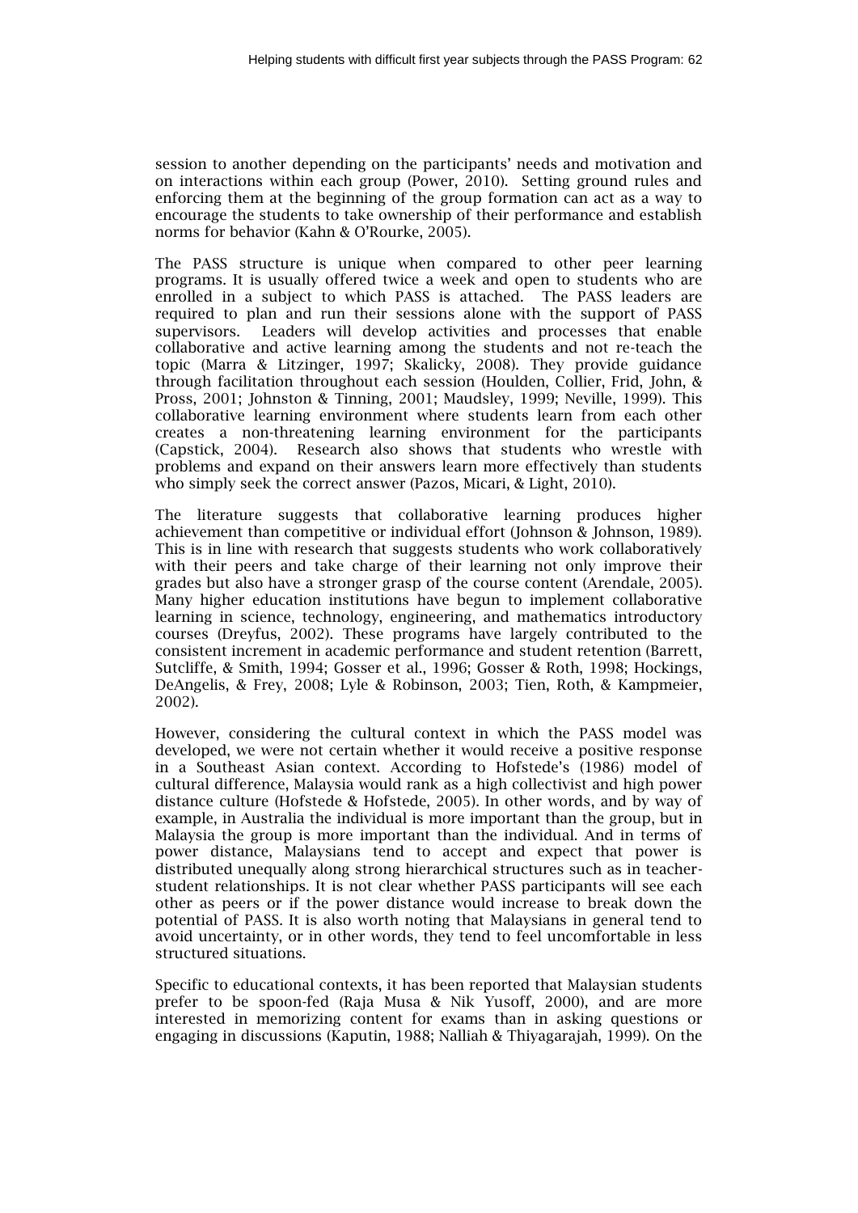session to another depending on the participants' needs and motivation and on interactions within each group (Power, 2010). Setting ground rules and enforcing them at the beginning of the group formation can act as a way to encourage the students to take ownership of their performance and establish norms for behavior (Kahn & O'Rourke, 2005).

The PASS structure is unique when compared to other peer learning programs. It is usually offered twice a week and open to students who are enrolled in a subject to which PASS is attached. The PASS leaders are required to plan and run their sessions alone with the support of PASS supervisors. Leaders will develop activities and processes that enable collaborative and active learning among the students and not re-teach the topic (Marra & Litzinger, 1997; Skalicky, 2008). They provide guidance through facilitation throughout each session (Houlden, Collier, Frid, John, & Pross, 2001; Johnston & Tinning, 2001; Maudsley, 1999; Neville, 1999). This collaborative learning environment where students learn from each other creates a non-threatening learning environment for the participants (Capstick, 2004). Research also shows that students who wrestle with problems and expand on their answers learn more effectively than students who simply seek the correct answer (Pazos, Micari, & Light, 2010).

The literature suggests that collaborative learning produces higher achievement than competitive or individual effort (Johnson & Johnson, 1989). This is in line with research that suggests students who work collaboratively with their peers and take charge of their learning not only improve their grades but also have a stronger grasp of the course content (Arendale, 2005). Many higher education institutions have begun to implement collaborative learning in science, technology, engineering, and mathematics introductory courses (Dreyfus, 2002). These programs have largely contributed to the consistent increment in academic performance and student retention (Barrett, Sutcliffe, & Smith, 1994; Gosser et al., 1996; Gosser & Roth, 1998; Hockings, DeAngelis, & Frey, 2008; Lyle & Robinson, 2003; Tien, Roth, & Kampmeier, 2002).

However, considering the cultural context in which the PASS model was developed, we were not certain whether it would receive a positive response in a Southeast Asian context. According to Hofstede's (1986) model of cultural difference, Malaysia would rank as a high collectivist and high power distance culture (Hofstede & Hofstede, 2005). In other words, and by way of example, in Australia the individual is more important than the group, but in Malaysia the group is more important than the individual. And in terms of power distance, Malaysians tend to accept and expect that power is distributed unequally along strong hierarchical structures such as in teacher-student relationships. It is not clear whether PASS participants will see each other as peers or if the power distance would increase to break down the potential of PASS. It is also worth noting that Malaysians in general tend to avoid uncertainty, or in other words, they tend to feel uncomfortable in less structured situations.

Specific to educational contexts, it has been reported that Malaysian students prefer to be spoon-fed (Raja Musa & Nik Yusoff, 2000), and are more interested in memorizing content for exams than in asking questions or engaging in discussions (Kaputin, 1988; Nalliah & Thiyagarajah, 1999). On the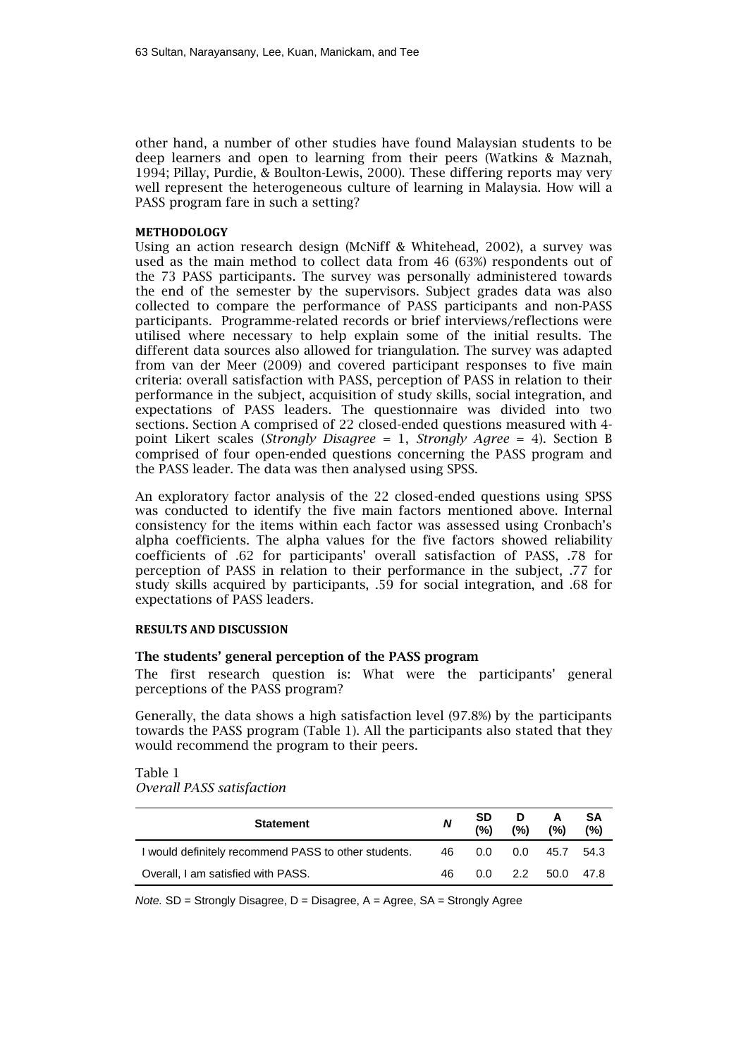other hand, a number of other studies have found Malaysian students to be deep learners and open to learning from their peers (Watkins & Maznah, 1994; Pillay, Purdie, & Boulton-Lewis, 2000). These differing reports may very well represent the heterogeneous culture of learning in Malaysia. How will a PASS program fare in such a setting?

## METHODOLOGY

Using an action research design (McNiff & Whitehead, 2002), a survey was used as the main method to collect data from 46 (63%) respondents out of the 73 PASS participants. The survey was personally administered towards the end of the semester by the supervisors. Subject grades data was also collected to compare the performance of PASS participants and non-PASS participants. Programme-related records or brief interviews/reflections were utilised where necessary to help explain some of the initial results. The different data sources also allowed for triangulation. The survey was adapted from van der Meer (2009) and covered participant responses to five main criteria: overall satisfaction with PASS, perception of PASS in relation to their performance in the subject, acquisition of study skills, social integration, and expectations of PASS leaders. The questionnaire was divided into two sections. Section A comprised of 22 closed-ended questions measured with 4-point Likert scales (*Strongly Disagree* = 1, *Strongly Agree* = 4). Section B comprised of four open-ended questions concerning the PASS program and the PASS leader. The data was then analysed using SPSS.

An exploratory factor analysis of the 22 closed-ended questions using SPSS was conducted to identify the five main factors mentioned above. Internal consistency for the items within each factor was assessed using Cronbach's alpha coefficients. The alpha values for the five factors showed reliability coefficients of .62 for participants' overall satisfaction of PASS, .78 for perception of PASS in relation to their performance in the subject, .77 for study skills acquired by participants, .59 for social integration, and .68 for expectations of PASS leaders.

## RESULTS AND DISCUSSION

### The students' general perception of the PASS program

The first research question is: What were the participants' general perceptions of the PASS program?

Generally, the data shows a high satisfaction level (97.8%) by the participants towards the PASS program (Table 1). All the participants also stated that they would recommend the program to their peers.

Table 1
*Overall PASS satisfaction*

| Statement | *N* | SD (%) | D (%) | A (%) | SA (%) |
|---|---|---|---|---|---|
| I would definitely recommend PASS to other students. | 46 | 0.0 | 0.0 | 45.7 | 54.3 |
| Overall, I am satisfied with PASS. | 46 | 0.0 | 2.2 | 50.0 | 47.8 |

*Note.* SD = Strongly Disagree, D = Disagree, A = Agree, SA = Strongly Agree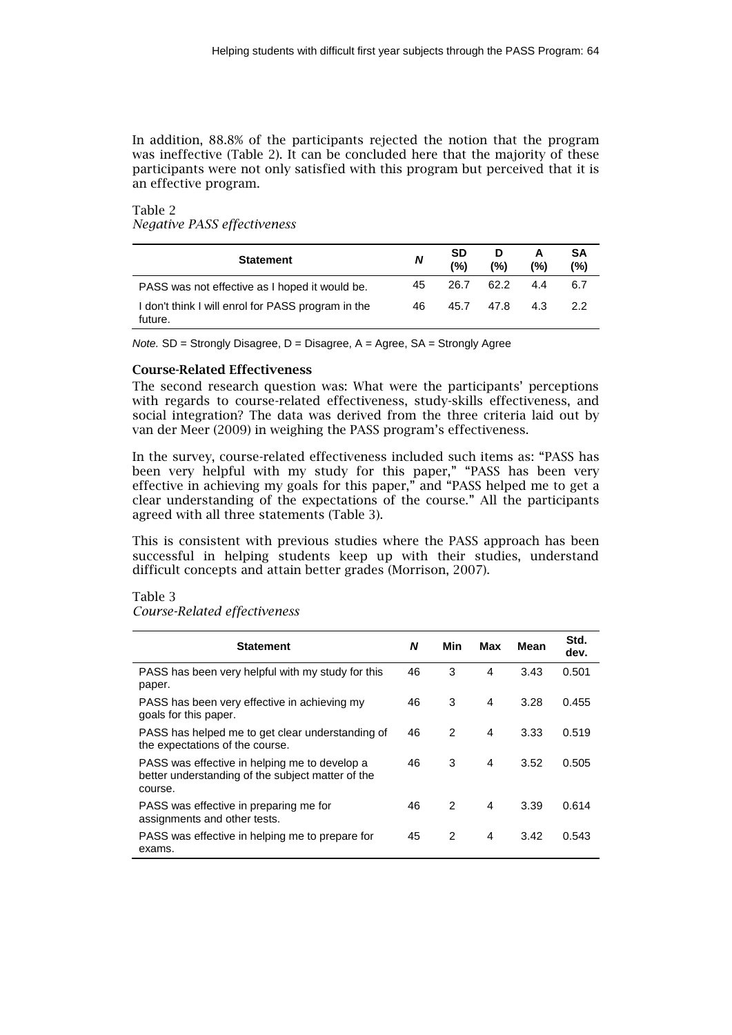In addition, 88.8% of the participants rejected the notion that the program was ineffective (Table 2). It can be concluded here that the majority of these participants were not only satisfied with this program but perceived that it is an effective program.

Table 2
*Negative PASS effectiveness*

| Statement | *N* | SD (%) | D (%) | A (%) | SA (%) |
|---|---|---|---|---|---|
| PASS was not effective as I hoped it would be. | 45 | 26.7 | 62.2 | 4.4 | 6.7 |
| I don't think I will enrol for PASS program in the future. | 46 | 45.7 | 47.8 | 4.3 | 2.2 |

*Note.* SD = Strongly Disagree, D = Disagree, A = Agree, SA = Strongly Agree

### Course-Related Effectiveness

The second research question was: What were the participants' perceptions with regards to course-related effectiveness, study-skills effectiveness, and social integration? The data was derived from the three criteria laid out by van der Meer (2009) in weighing the PASS program's effectiveness.

In the survey, course-related effectiveness included such items as: "PASS has been very helpful with my study for this paper," "PASS has been very effective in achieving my goals for this paper," and "PASS helped me to get a clear understanding of the expectations of the course." All the participants agreed with all three statements (Table 3).

This is consistent with previous studies where the PASS approach has been successful in helping students keep up with their studies, understand difficult concepts and attain better grades (Morrison, 2007).

Table 3
*Course-Related effectiveness*

| Statement | *N* | Min | Max | Mean | Std. dev. |
|---|---|---|---|---|---|
| PASS has been very helpful with my study for this paper. | 46 | 3 | 4 | 3.43 | 0.501 |
| PASS has been very effective in achieving my goals for this paper. | 46 | 3 | 4 | 3.28 | 0.455 |
| PASS has helped me to get clear understanding of the expectations of the course. | 46 | 2 | 4 | 3.33 | 0.519 |
| PASS was effective in helping me to develop a better understanding of the subject matter of the course. | 46 | 3 | 4 | 3.52 | 0.505 |
| PASS was effective in preparing me for assignments and other tests. | 46 | 2 | 4 | 3.39 | 0.614 |
| PASS was effective in helping me to prepare for exams. | 45 | 2 | 4 | 3.42 | 0.543 |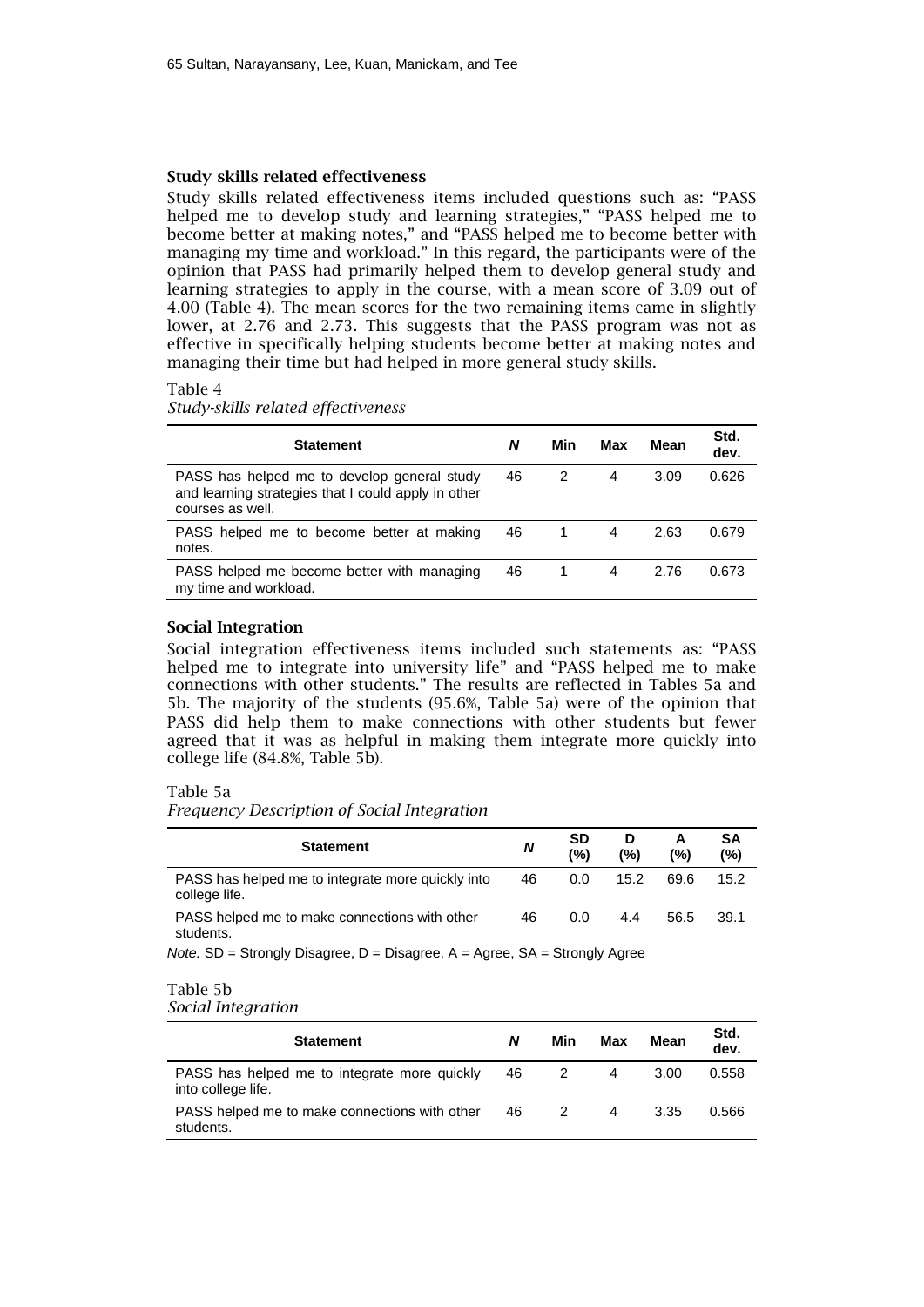### Study skills related effectiveness

Study skills related effectiveness items included questions such as: "PASS helped me to develop study and learning strategies," "PASS helped me to become better at making notes," and "PASS helped me to become better with managing my time and workload." In this regard, the participants were of the opinion that PASS had primarily helped them to develop general study and learning strategies to apply in the course, with a mean score of 3.09 out of 4.00 (Table 4). The mean scores for the two remaining items came in slightly lower, at 2.76 and 2.73. This suggests that the PASS program was not as effective in specifically helping students become better at making notes and managing their time but had helped in more general study skills.

Table 4
*Study-skills related effectiveness*

| Statement | *N* | Min | Max | Mean | Std. dev. |
|---|---|---|---|---|---|
| PASS has helped me to develop general study and learning strategies that I could apply in other courses as well. | 46 | 2 | 4 | 3.09 | 0.626 |
| PASS helped me to become better at making notes. | 46 | 1 | 4 | 2.63 | 0.679 |
| PASS helped me become better with managing my time and workload. | 46 | 1 | 4 | 2.76 | 0.673 |

### Social Integration

Social integration effectiveness items included such statements as: "PASS helped me to integrate into university life" and "PASS helped me to make connections with other students." The results are reflected in Tables 5a and 5b. The majority of the students (95.6%, Table 5a) were of the opinion that PASS did help them to make connections with other students but fewer agreed that it was as helpful in making them integrate more quickly into college life (84.8%, Table 5b).

Table 5a
*Frequency Description of Social Integration*

| Statement | *N* | SD (%) | D (%) | A (%) | SA (%) |
|---|---|---|---|---|---|
| PASS has helped me to integrate more quickly into college life. | 46 | 0.0 | 15.2 | 69.6 | 15.2 |
| PASS helped me to make connections with other students. | 46 | 0.0 | 4.4 | 56.5 | 39.1 |

*Note.* SD = Strongly Disagree, D = Disagree, A = Agree, SA = Strongly Agree

Table 5b
*Social Integration*

| Statement | *N* | Min | Max | Mean | Std. dev. |
|---|---|---|---|---|---|
| PASS has helped me to integrate more quickly into college life. | 46 | 2 | 4 | 3.00 | 0.558 |
| PASS helped me to make connections with other students. | 46 | 2 | 4 | 3.35 | 0.566 |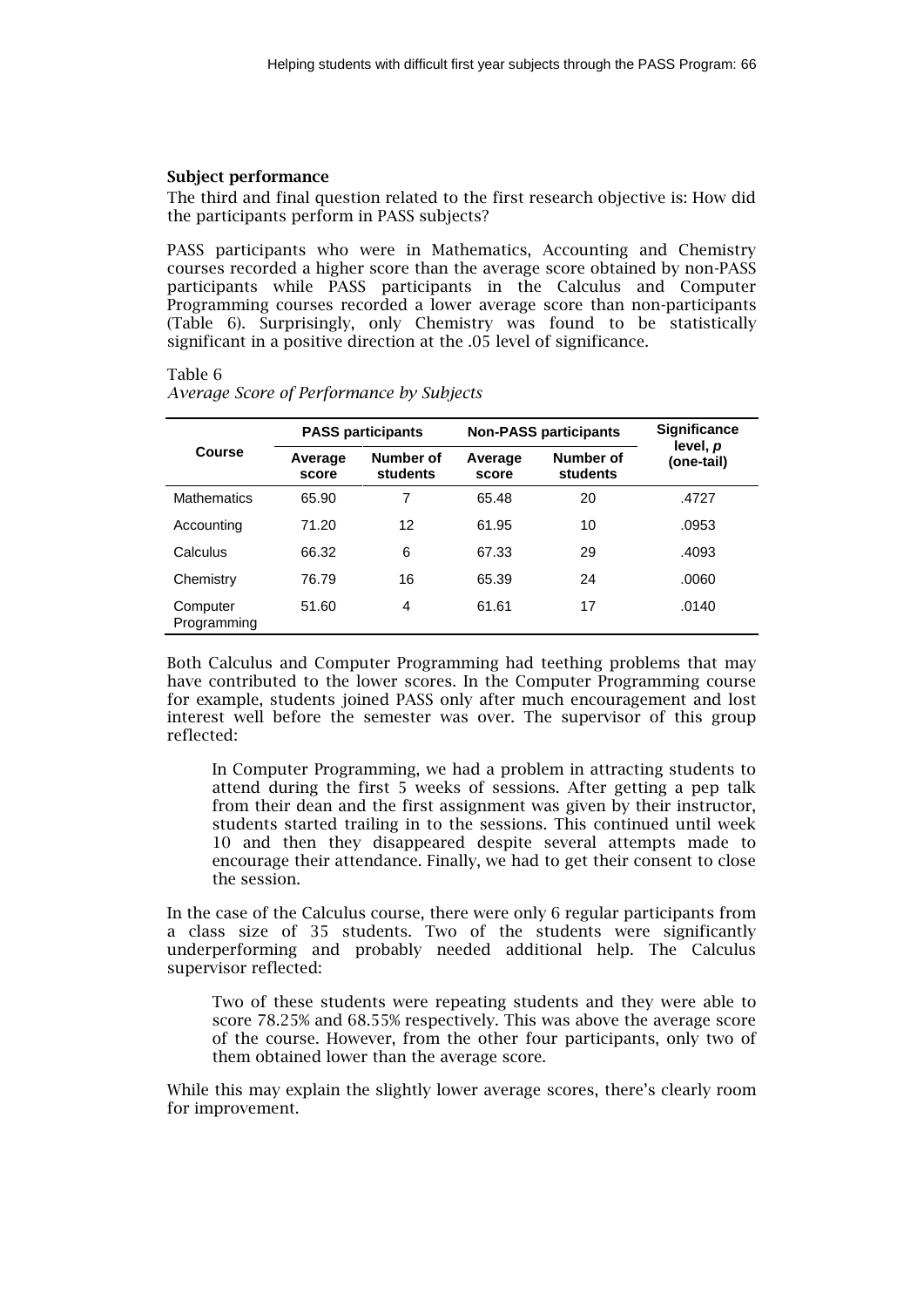### Subject performance

The third and final question related to the first research objective is: How did the participants perform in PASS subjects?

PASS participants who were in Mathematics, Accounting and Chemistry courses recorded a higher score than the average score obtained by non-PASS participants while PASS participants in the Calculus and Computer Programming courses recorded a lower average score than non-participants (Table 6). Surprisingly, only Chemistry was found to be statistically significant in a positive direction at the .05 level of significance.

Table 6
*Average Score of Performance by Subjects*

| Course | PASS participants | | Non-PASS participants | | Significance level, *p* (one-tail) |
|---|---|---|---|---|---|
| | Average score | Number of students | Average score | Number of students | |
| Mathematics | 65.90 | 7 | 65.48 | 20 | .4727 |
| Accounting | 71.20 | 12 | 61.95 | 10 | .0953 |
| Calculus | 66.32 | 6 | 67.33 | 29 | .4093 |
| Chemistry | 76.79 | 16 | 65.39 | 24 | .0060 |
| Computer Programming | 51.60 | 4 | 61.61 | 17 | .0140 |

Both Calculus and Computer Programming had teething problems that may have contributed to the lower scores. In the Computer Programming course for example, students joined PASS only after much encouragement and lost interest well before the semester was over. The supervisor of this group reflected:

> In Computer Programming, we had a problem in attracting students to attend during the first 5 weeks of sessions. After getting a pep talk from their dean and the first assignment was given by their instructor, students started trailing in to the sessions. This continued until week 10 and then they disappeared despite several attempts made to encourage their attendance. Finally, we had to get their consent to close the session.

In the case of the Calculus course, there were only 6 regular participants from a class size of 35 students. Two of the students were significantly underperforming and probably needed additional help. The Calculus supervisor reflected:

> Two of these students were repeating students and they were able to score 78.25% and 68.55% respectively. This was above the average score of the course. However, from the other four participants, only two of them obtained lower than the average score.

While this may explain the slightly lower average scores, there's clearly room for improvement.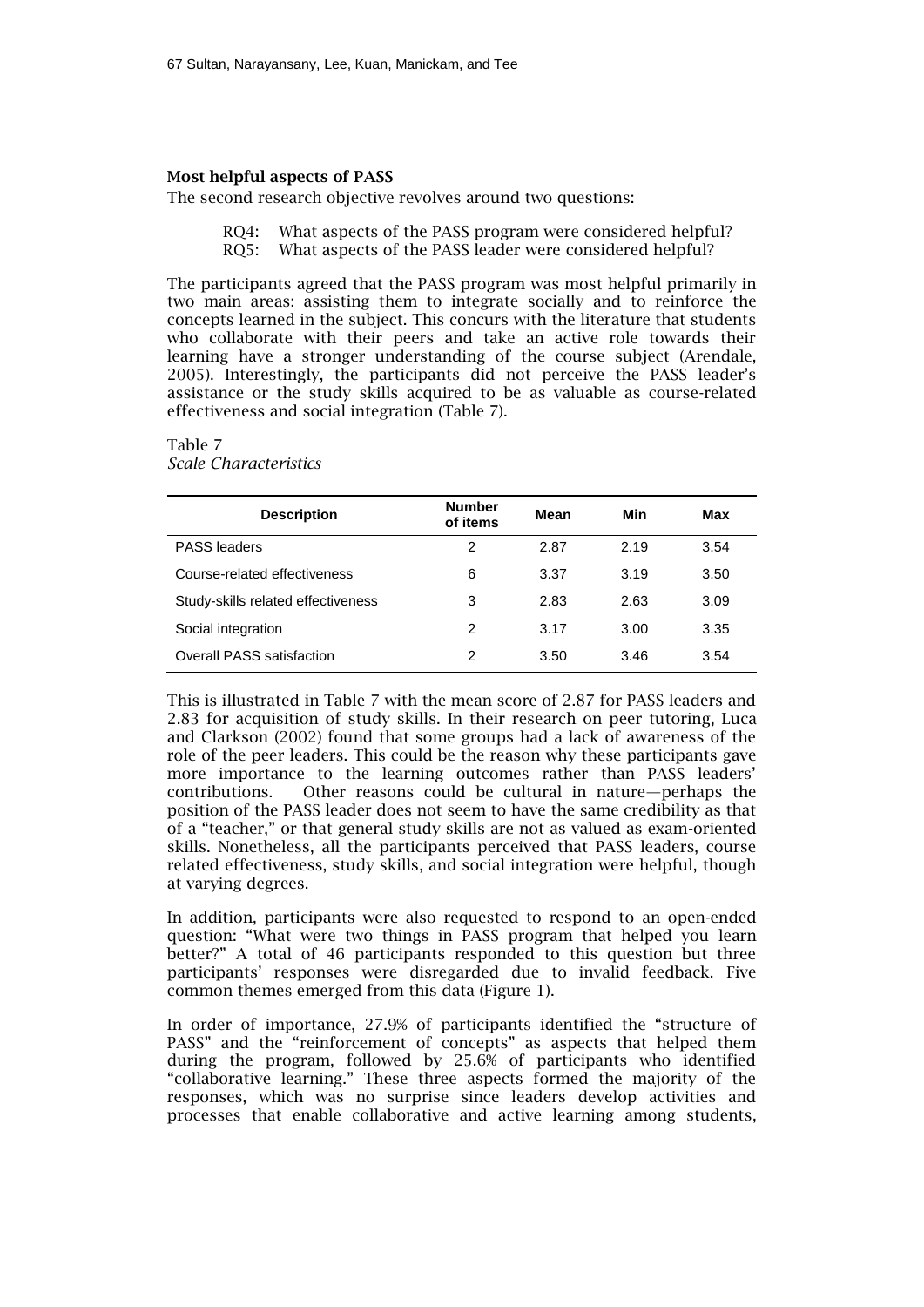### Most helpful aspects of PASS

The second research objective revolves around two questions:

RQ4: What aspects of the PASS program were considered helpful?
RQ5: What aspects of the PASS leader were considered helpful?

The participants agreed that the PASS program was most helpful primarily in two main areas: assisting them to integrate socially and to reinforce the concepts learned in the subject. This concurs with the literature that students who collaborate with their peers and take an active role towards their learning have a stronger understanding of the course subject (Arendale, 2005). Interestingly, the participants did not perceive the PASS leader's assistance or the study skills acquired to be as valuable as course-related effectiveness and social integration (Table 7).

Table 7
*Scale Characteristics*

| Description | Number of items | Mean | Min | Max |
|---|---|---|---|---|
| PASS leaders | 2 | 2.87 | 2.19 | 3.54 |
| Course-related effectiveness | 6 | 3.37 | 3.19 | 3.50 |
| Study-skills related effectiveness | 3 | 2.83 | 2.63 | 3.09 |
| Social integration | 2 | 3.17 | 3.00 | 3.35 |
| Overall PASS satisfaction | 2 | 3.50 | 3.46 | 3.54 |

This is illustrated in Table 7 with the mean score of 2.87 for PASS leaders and 2.83 for acquisition of study skills. In their research on peer tutoring, Luca and Clarkson (2002) found that some groups had a lack of awareness of the role of the peer leaders. This could be the reason why these participants gave more importance to the learning outcomes rather than PASS leaders' contributions. Other reasons could be cultural in nature—perhaps the position of the PASS leader does not seem to have the same credibility as that of a "teacher," or that general study skills are not as valued as exam-oriented skills. Nonetheless, all the participants perceived that PASS leaders, course related effectiveness, study skills, and social integration were helpful, though at varying degrees.

In addition, participants were also requested to respond to an open-ended question: "What were two things in PASS program that helped you learn better?" A total of 46 participants responded to this question but three participants' responses were disregarded due to invalid feedback. Five common themes emerged from this data (Figure 1).

In order of importance, 27.9% of participants identified the "structure of PASS" and the "reinforcement of concepts" as aspects that helped them during the program, followed by 25.6% of participants who identified "collaborative learning." These three aspects formed the majority of the responses, which was no surprise since leaders develop activities and processes that enable collaborative and active learning among students,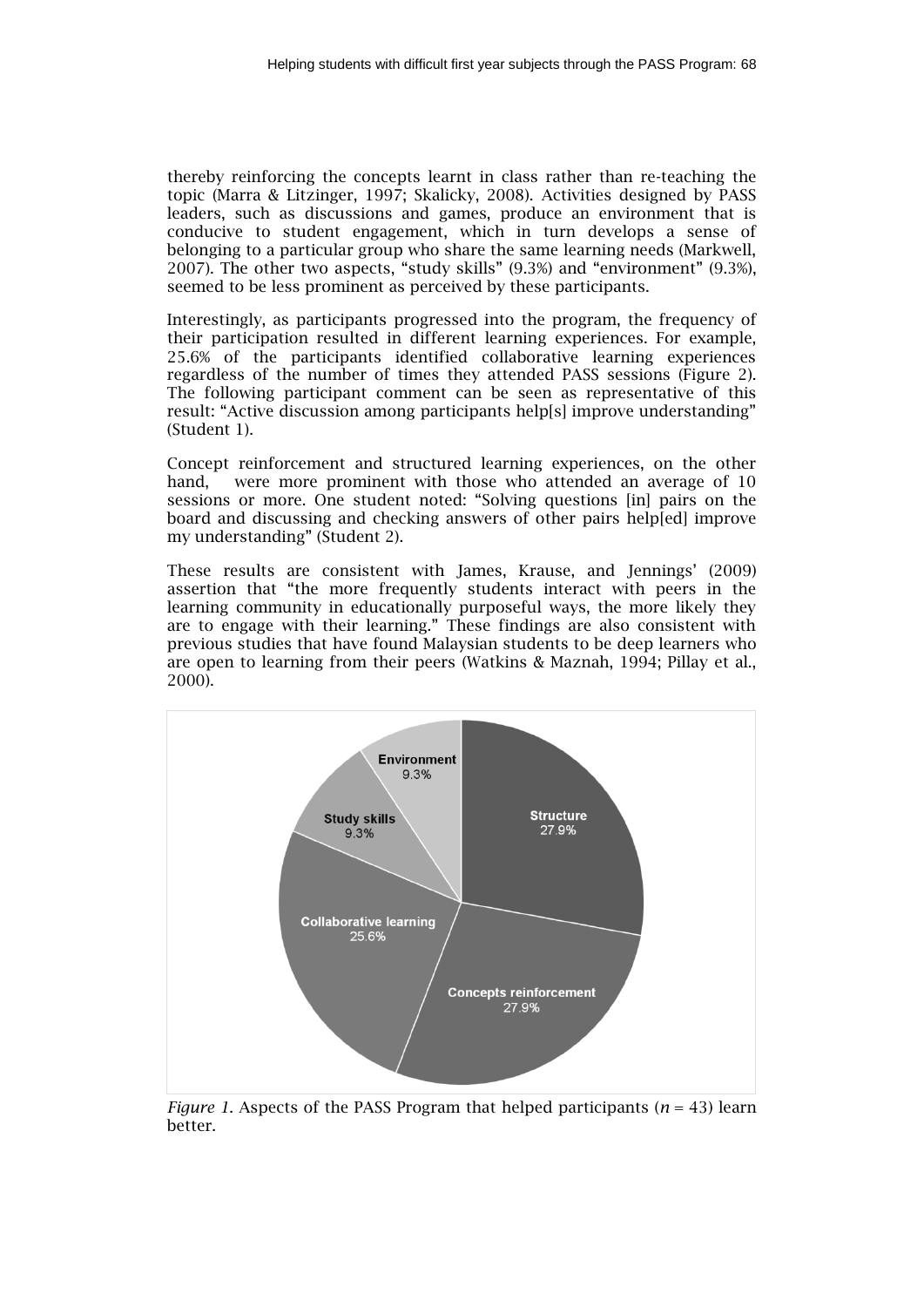thereby reinforcing the concepts learnt in class rather than re-teaching the topic (Marra & Litzinger, 1997; Skalicky, 2008). Activities designed by PASS leaders, such as discussions and games, produce an environment that is conducive to student engagement, which in turn develops a sense of belonging to a particular group who share the same learning needs (Markwell, 2007). The other two aspects, "study skills" (9.3%) and "environment" (9.3%), seemed to be less prominent as perceived by these participants.

Interestingly, as participants progressed into the program, the frequency of their participation resulted in different learning experiences. For example, 25.6% of the participants identified collaborative learning experiences regardless of the number of times they attended PASS sessions (Figure 2). The following participant comment can be seen as representative of this result: "Active discussion among participants help[s] improve understanding" (Student 1).

Concept reinforcement and structured learning experiences, on the other hand, were more prominent with those who attended an average of 10 sessions or more. One student noted: "Solving questions [in] pairs on the board and discussing and checking answers of other pairs help[ed] improve my understanding" (Student 2).

These results are consistent with James, Krause, and Jennings' (2009) assertion that "the more frequently students interact with peers in the learning community in educationally purposeful ways, the more likely they are to engage with their learning." These findings are also consistent with previous studies that have found Malaysian students to be deep learners who are open to learning from their peers (Watkins & Maznah, 1994; Pillay et al., 2000).

Environment 9.3%

Study skills 9.3%

Structure 27.9%

Collaborative learning 25.6%

Concepts reinforcement 27.9%

*Figure 1*. Aspects of the PASS Program that helped participants (*n* = 43) learn better.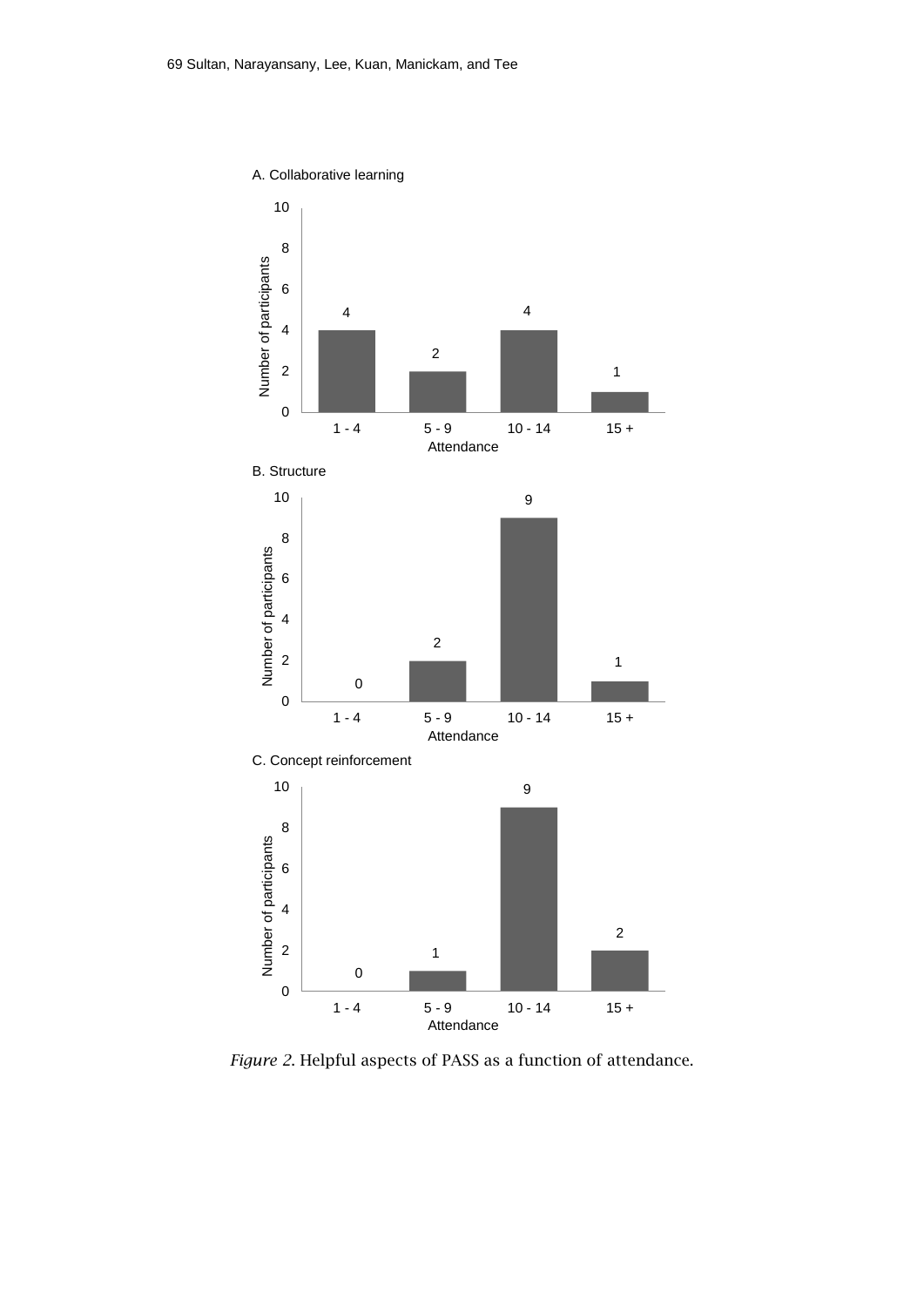A. Collaborative learning

| Attendance | Number of participants |
|---|---|
| 1 - 4 | 4 |
| 5 - 9 | 2 |
| 10 - 14 | 4 |
| 15 + | 1 |

B. Structure

| Attendance | Number of participants |
|---|---|
| 1 - 4 | 0 |
| 5 - 9 | 2 |
| 10 - 14 | 9 |
| 15 + | 1 |

C. Concept reinforcement

| Attendance | Number of participants |
|---|---|
| 1 - 4 | 0 |
| 5 - 9 | 1 |
| 10 - 14 | 9 |
| 15 + | 2 |

*Figure 2.* Helpful aspects of PASS as a function of attendance.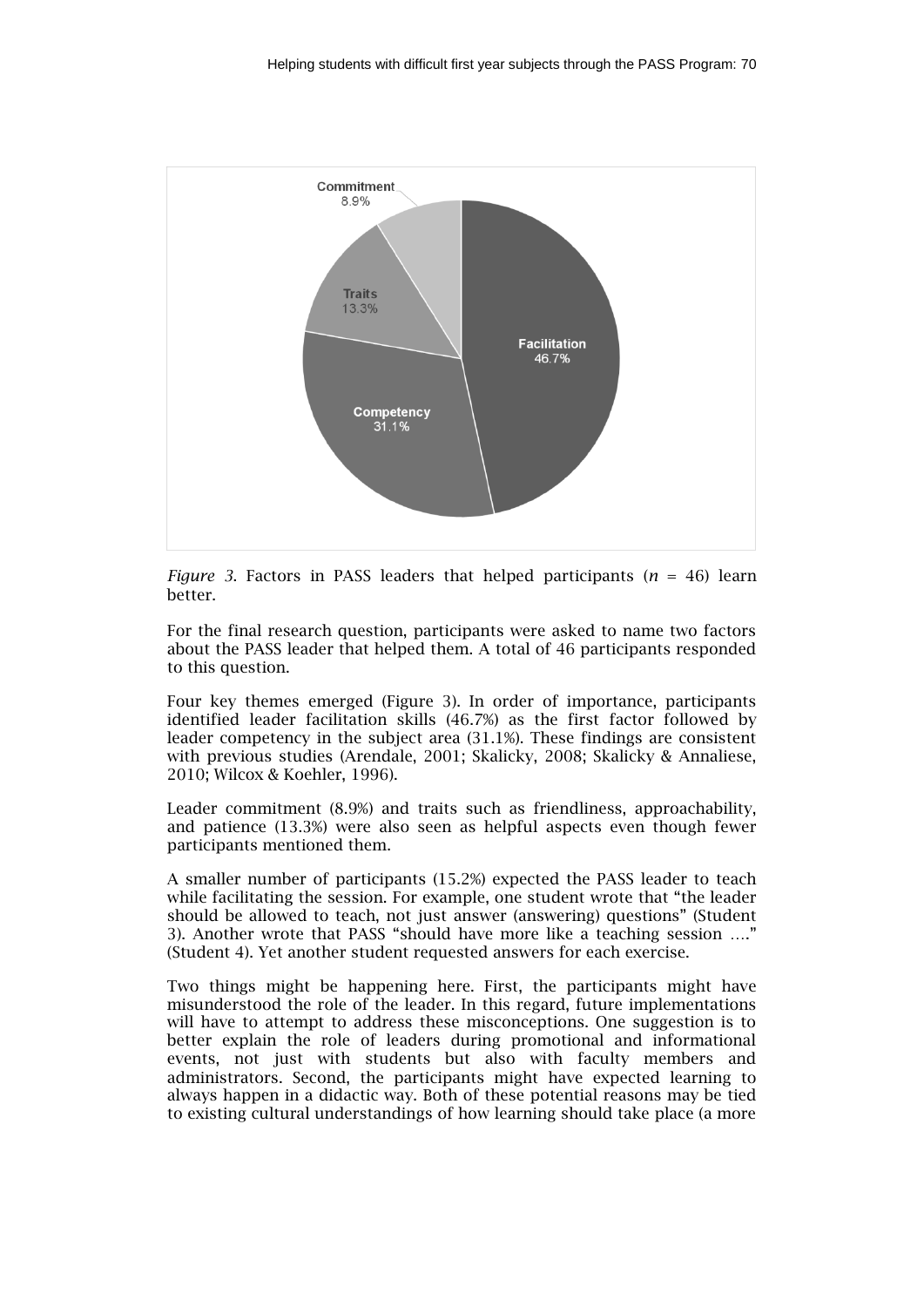*Figure 3.* Factors in PASS leaders that helped participants ($n$ = 46) learn better.

For the final research question, participants were asked to name two factors about the PASS leader that helped them. A total of 46 participants responded to this question.

Four key themes emerged (Figure 3). In order of importance, participants identified leader facilitation skills (46.7%) as the first factor followed by leader competency in the subject area (31.1%). These findings are consistent with previous studies (Arendale, 2001; Skalicky, 2008; Skalicky & Annaliese, 2010; Wilcox & Koehler, 1996).

Leader commitment (8.9%) and traits such as friendliness, approachability, and patience (13.3%) were also seen as helpful aspects even though fewer participants mentioned them.

A smaller number of participants (15.2%) expected the PASS leader to teach while facilitating the session. For example, one student wrote that "the leader should be allowed to teach, not just answer (answering) questions" (Student 3). Another wrote that PASS "should have more like a teaching session …." (Student 4). Yet another student requested answers for each exercise.

Two things might be happening here. First, the participants might have misunderstood the role of the leader. In this regard, future implementations will have to attempt to address these misconceptions. One suggestion is to better explain the role of leaders during promotional and informational events, not just with students but also with faculty members and administrators. Second, the participants might have expected learning to always happen in a didactic way. Both of these potential reasons may be tied to existing cultural understandings of how learning should take place (a more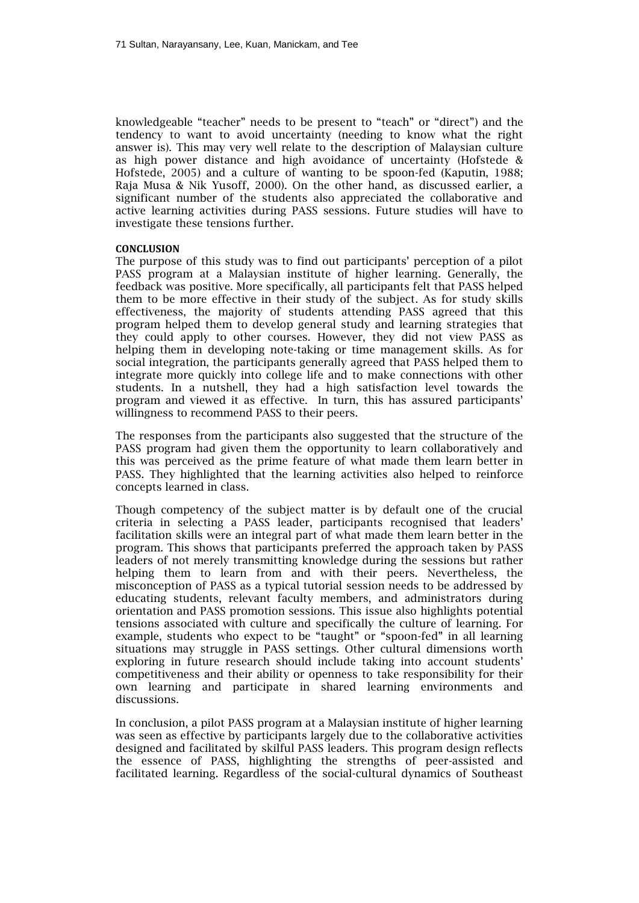knowledgeable "teacher" needs to be present to "teach" or "direct") and the tendency to want to avoid uncertainty (needing to know what the right answer is). This may very well relate to the description of Malaysian culture as high power distance and high avoidance of uncertainty (Hofstede & Hofstede, 2005) and a culture of wanting to be spoon-fed (Kaputin, 1988; Raja Musa & Nik Yusoff, 2000). On the other hand, as discussed earlier, a significant number of the students also appreciated the collaborative and active learning activities during PASS sessions. Future studies will have to investigate these tensions further.

#### CONCLUSION

The purpose of this study was to find out participants' perception of a pilot PASS program at a Malaysian institute of higher learning. Generally, the feedback was positive. More specifically, all participants felt that PASS helped them to be more effective in their study of the subject. As for study skills effectiveness, the majority of students attending PASS agreed that this program helped them to develop general study and learning strategies that they could apply to other courses. However, they did not view PASS as helping them in developing note-taking or time management skills. As for social integration, the participants generally agreed that PASS helped them to integrate more quickly into college life and to make connections with other students. In a nutshell, they had a high satisfaction level towards the program and viewed it as effective. In turn, this has assured participants' willingness to recommend PASS to their peers.

The responses from the participants also suggested that the structure of the PASS program had given them the opportunity to learn collaboratively and this was perceived as the prime feature of what made them learn better in PASS. They highlighted that the learning activities also helped to reinforce concepts learned in class.

Though competency of the subject matter is by default one of the crucial criteria in selecting a PASS leader, participants recognised that leaders' facilitation skills were an integral part of what made them learn better in the program. This shows that participants preferred the approach taken by PASS leaders of not merely transmitting knowledge during the sessions but rather helping them to learn from and with their peers. Nevertheless, the misconception of PASS as a typical tutorial session needs to be addressed by educating students, relevant faculty members, and administrators during orientation and PASS promotion sessions. This issue also highlights potential tensions associated with culture and specifically the culture of learning. For example, students who expect to be "taught" or "spoon-fed" in all learning situations may struggle in PASS settings. Other cultural dimensions worth exploring in future research should include taking into account students' competitiveness and their ability or openness to take responsibility for their own learning and participate in shared learning environments and discussions.

In conclusion, a pilot PASS program at a Malaysian institute of higher learning was seen as effective by participants largely due to the collaborative activities designed and facilitated by skilful PASS leaders. This program design reflects the essence of PASS, highlighting the strengths of peer-assisted and facilitated learning. Regardless of the social-cultural dynamics of Southeast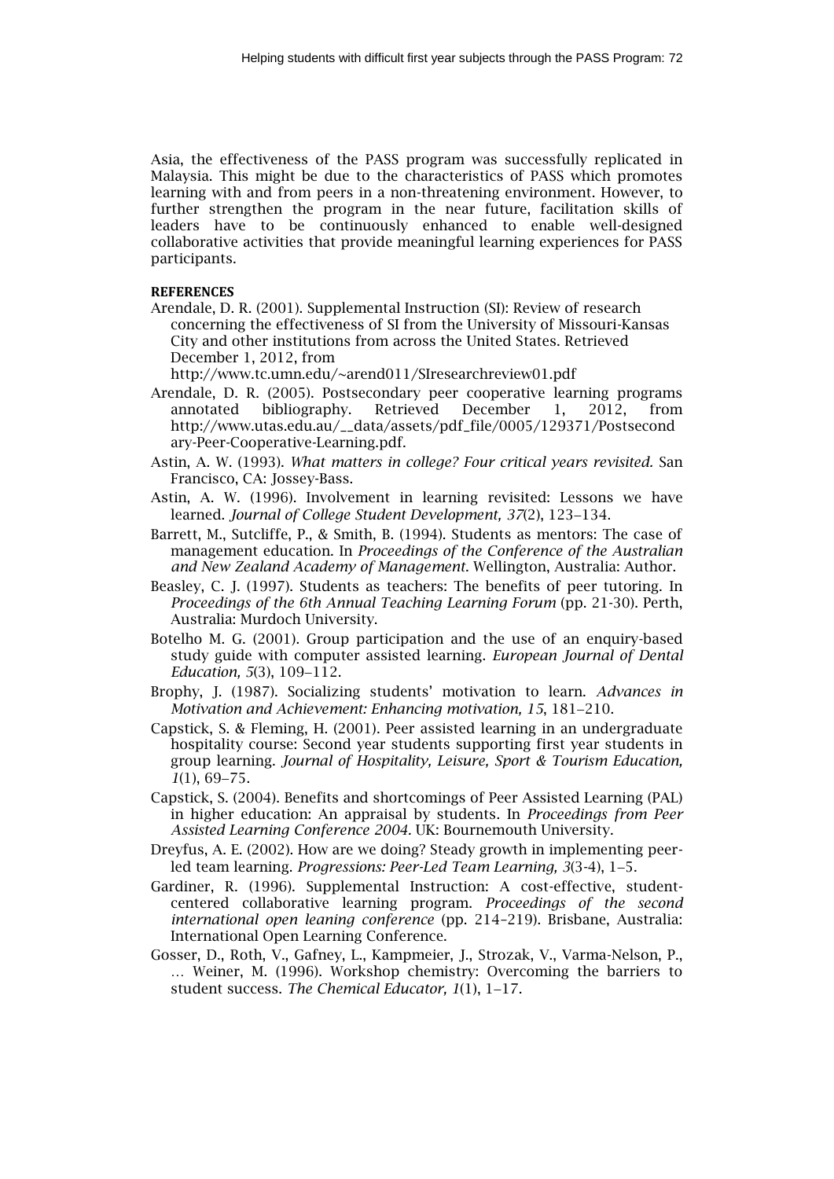Asia, the effectiveness of the PASS program was successfully replicated in Malaysia. This might be due to the characteristics of PASS which promotes learning with and from peers in a non-threatening environment. However, to further strengthen the program in the near future, facilitation skills of leaders have to be continuously enhanced to enable well-designed collaborative activities that provide meaningful learning experiences for PASS participants.

**REFERENCES**

Arendale, D. R. (2001). Supplemental Instruction (SI): Review of research concerning the effectiveness of SI from the University of Missouri-Kansas City and other institutions from across the United States. Retrieved December 1, 2012, from http://www.tc.umn.edu/~arend011/SIresearchreview01.pdf

Arendale, D. R. (2005). Postsecondary peer cooperative learning programs annotated bibliography. Retrieved December 1, 2012, from http://www.utas.edu.au/__data/assets/pdf_file/0005/129371/Postsecondary-Peer-Cooperative-Learning.pdf.

Astin, A. W. (1993). *What matters in college? Four critical years revisited.* San Francisco, CA: Jossey-Bass.

Astin, A. W. (1996). Involvement in learning revisited: Lessons we have learned. *Journal of College Student Development, 37*(2), 123–134.

Barrett, M., Sutcliffe, P., & Smith, B. (1994). Students as mentors: The case of management education. In *Proceedings of the Conference of the Australian and New Zealand Academy of Management*. Wellington, Australia: Author.

Beasley, C. J. (1997). Students as teachers: The benefits of peer tutoring. In *Proceedings of the 6th Annual Teaching Learning Forum* (pp. 21-30). Perth, Australia: Murdoch University.

Botelho M. G. (2001). Group participation and the use of an enquiry-based study guide with computer assisted learning. *European Journal of Dental Education, 5*(3), 109–112.

Brophy, J. (1987). Socializing students' motivation to learn. *Advances in Motivation and Achievement: Enhancing motivation, 15*, 181–210.

Capstick, S. & Fleming, H. (2001). Peer assisted learning in an undergraduate hospitality course: Second year students supporting first year students in group learning. *Journal of Hospitality, Leisure, Sport & Tourism Education, 1*(1), 69–75.

Capstick, S. (2004). Benefits and shortcomings of Peer Assisted Learning (PAL) in higher education: An appraisal by students. In *Proceedings from Peer Assisted Learning Conference 2004*. UK: Bournemouth University.

Dreyfus, A. E. (2002). How are we doing? Steady growth in implementing peer-led team learning. *Progressions: Peer-Led Team Learning, 3*(3-4), 1–5.

Gardiner, R. (1996). Supplemental Instruction: A cost-effective, student-centered collaborative learning program. *Proceedings of the second international open leaning conference* (pp. 214–219). Brisbane, Australia: International Open Learning Conference.

Gosser, D., Roth, V., Gafney, L., Kampmeier, J., Strozak, V., Varma-Nelson, P., … Weiner, M. (1996). Workshop chemistry: Overcoming the barriers to student success. *The Chemical Educator, 1*(1), 1–17.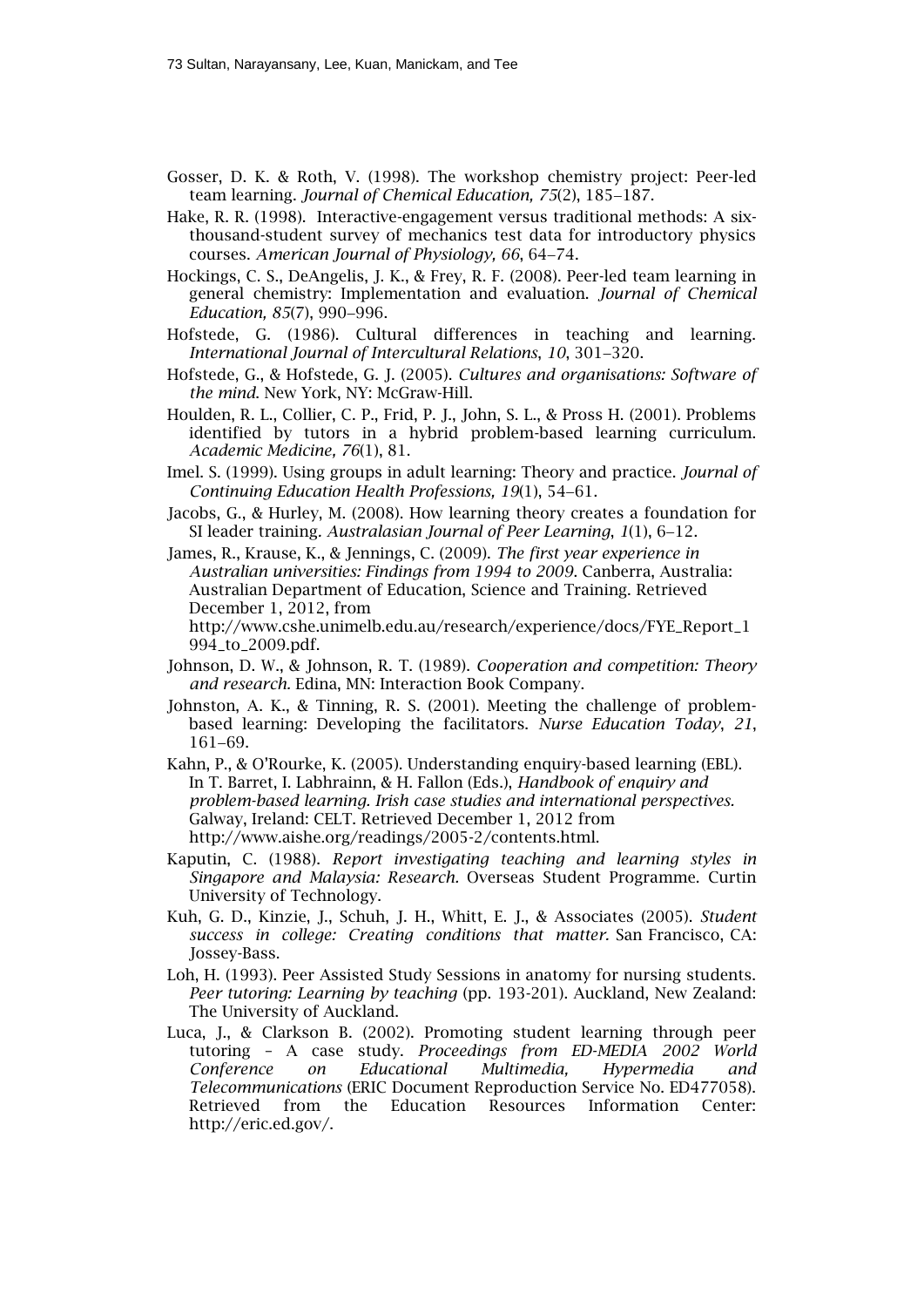Gosser, D. K. & Roth, V. (1998). The workshop chemistry project: Peer-led team learning. *Journal of Chemical Education, 75*(2), 185–187.

Hake, R. R. (1998). Interactive-engagement versus traditional methods: A six-thousand-student survey of mechanics test data for introductory physics courses. *American Journal of Physiology, 66*, 64–74.

Hockings, C. S., DeAngelis, J. K., & Frey, R. F. (2008). Peer-led team learning in general chemistry: Implementation and evaluation. *Journal of Chemical Education, 85*(7), 990–996.

Hofstede, G. (1986). Cultural differences in teaching and learning. *International Journal of Intercultural Relations*, *10*, 301–320.

Hofstede, G., & Hofstede, G. J. (2005). *Cultures and organisations: Software of the mind.* New York, NY: McGraw-Hill.

Houlden, R. L., Collier, C. P., Frid, P. J., John, S. L., & Pross H. (2001). Problems identified by tutors in a hybrid problem-based learning curriculum. *Academic Medicine, 76*(1), 81.

Imel. S. (1999). Using groups in adult learning: Theory and practice. *Journal of Continuing Education Health Professions, 19*(1), 54–61.

Jacobs, G., & Hurley, M. (2008). How learning theory creates a foundation for SI leader training. *Australasian Journal of Peer Learning*, *1*(1), 6–12.

James, R., Krause, K., & Jennings, C. (2009). *The first year experience in Australian universities: Findings from 1994 to 2009*. Canberra, Australia: Australian Department of Education, Science and Training. Retrieved December 1, 2012, from http://www.cshe.unimelb.edu.au/research/experience/docs/FYE_Report_1994_to_2009.pdf.

Johnson, D. W., & Johnson, R. T. (1989). *Cooperation and competition: Theory and research.* Edina, MN: Interaction Book Company.

Johnston, A. K., & Tinning, R. S. (2001). Meeting the challenge of problem-based learning: Developing the facilitators. *Nurse Education Today*, *21*, 161–69.

Kahn, P., & O'Rourke, K. (2005). Understanding enquiry-based learning (EBL). In T. Barret, I. Labhrainn, & H. Fallon (Eds.), *Handbook of enquiry and problem-based learning. Irish case studies and international perspectives.* Galway, Ireland: CELT. Retrieved December 1, 2012 from http://www.aishe.org/readings/2005-2/contents.html.

Kaputin, C. (1988). *Report investigating teaching and learning styles in Singapore and Malaysia: Research.* Overseas Student Programme. Curtin University of Technology.

Kuh, G. D., Kinzie, J., Schuh, J. H., Whitt, E. J., & Associates (2005). *Student success in college: Creating conditions that matter.* San Francisco, CA: Jossey-Bass.

Loh, H. (1993). Peer Assisted Study Sessions in anatomy for nursing students. *Peer tutoring: Learning by teaching* (pp. 193-201). Auckland, New Zealand: The University of Auckland.

Luca, J., & Clarkson B. (2002). Promoting student learning through peer tutoring – A case study. *Proceedings from ED-MEDIA 2002 World Conference on Educational Multimedia, Hypermedia and Telecommunications* (ERIC Document Reproduction Service No. ED477058). Retrieved from the Education Resources Information Center: http://eric.ed.gov/.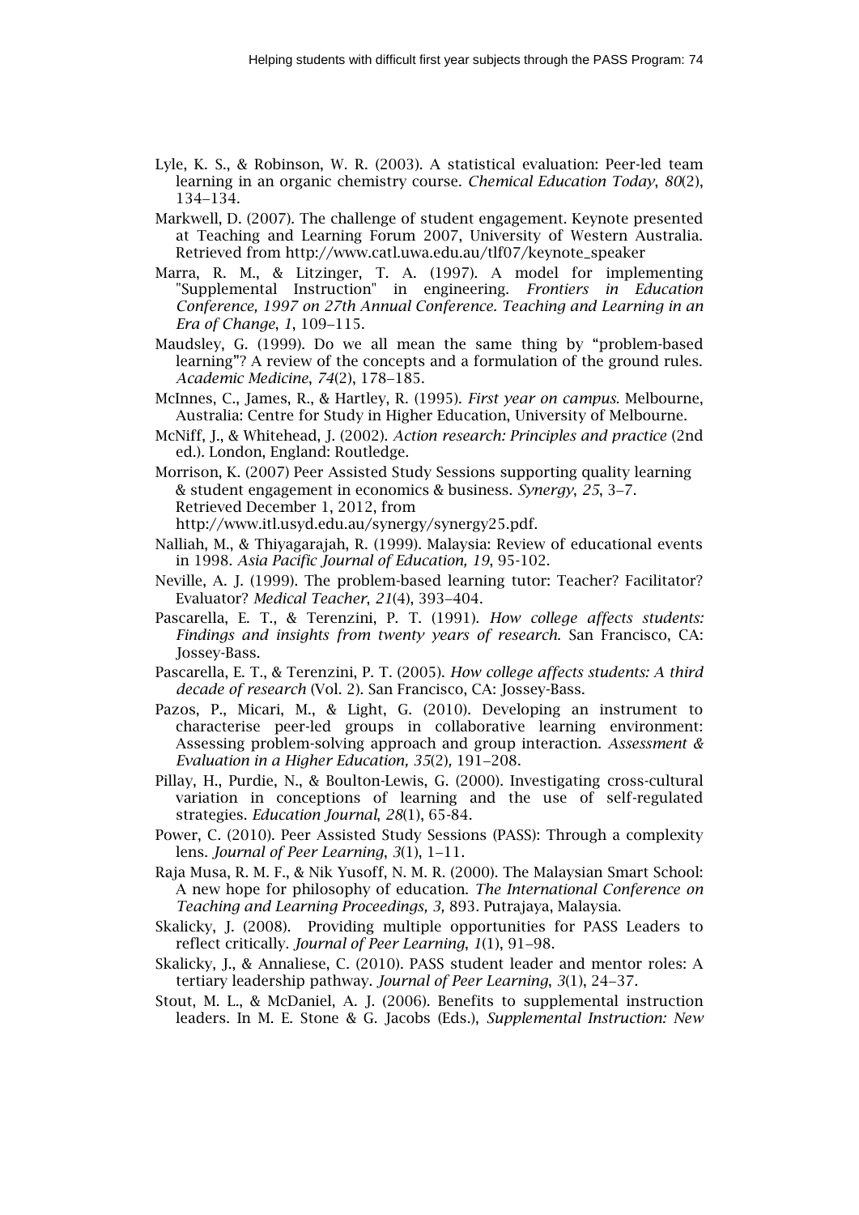Lyle, K. S., & Robinson, W. R. (2003). A statistical evaluation: Peer-led team learning in an organic chemistry course. *Chemical Education Today*, *80*(2), 134–134.

Markwell, D. (2007). The challenge of student engagement. Keynote presented at Teaching and Learning Forum 2007, University of Western Australia. Retrieved from http://www.catl.uwa.edu.au/tlf07/keynote_speaker

Marra, R. M., & Litzinger, T. A. (1997). A model for implementing "Supplemental Instruction" in engineering. *Frontiers in Education Conference, 1997 on 27th Annual Conference. Teaching and Learning in an Era of Change*, *1*, 109–115.

Maudsley, G. (1999). Do we all mean the same thing by "problem-based learning"? A review of the concepts and a formulation of the ground rules. *Academic Medicine*, *74*(2), 178–185.

McInnes, C., James, R., & Hartley, R. (1995). *First year on campus.* Melbourne, Australia: Centre for Study in Higher Education, University of Melbourne.

McNiff, J., & Whitehead, J. (2002). *Action research: Principles and practice* (2nd ed.). London, England: Routledge.

Morrison, K. (2007) Peer Assisted Study Sessions supporting quality learning & student engagement in economics & business. *Synergy*, *25*, 3–7. Retrieved December 1, 2012, from http://www.itl.usyd.edu.au/synergy/synergy25.pdf.

Nalliah, M., & Thiyagarajah, R. (1999). Malaysia: Review of educational events in 1998. *Asia Pacific Journal of Education, 19*, 95-102.

Neville, A. J. (1999). The problem-based learning tutor: Teacher? Facilitator? Evaluator? *Medical Teacher*, *21*(4), 393–404.

Pascarella, E. T., & Terenzini, P. T. (1991). *How college affects students: Findings and insights from twenty years of research.* San Francisco, CA: Jossey-Bass.

Pascarella, E. T., & Terenzini, P. T. (2005). *How college affects students: A third decade of research* (Vol. 2). San Francisco, CA: Jossey-Bass.

Pazos, P., Micari, M., & Light, G. (2010). Developing an instrument to characterise peer-led groups in collaborative learning environment: Assessing problem-solving approach and group interaction. *Assessment & Evaluation in a Higher Education, 35*(2)*,* 191–208.

Pillay, H., Purdie, N., & Boulton-Lewis, G. (2000). Investigating cross-cultural variation in conceptions of learning and the use of self-regulated strategies. *Education Journal*, *28*(1), 65-84.

Power, C. (2010). Peer Assisted Study Sessions (PASS): Through a complexity lens. *Journal of Peer Learning*, *3*(1), 1–11.

Raja Musa, R. M. F., & Nik Yusoff, N. M. R. (2000). The Malaysian Smart School: A new hope for philosophy of education. *The International Conference on Teaching and Learning Proceedings, 3,* 893. Putrajaya, Malaysia.

Skalicky, J. (2008). Providing multiple opportunities for PASS Leaders to reflect critically. *Journal of Peer Learning*, *1*(1), 91–98.

Skalicky, J., & Annaliese, C. (2010). PASS student leader and mentor roles: A tertiary leadership pathway. *Journal of Peer Learning*, *3*(1), 24–37.

Stout, M. L., & McDaniel, A. J. (2006). Benefits to supplemental instruction leaders. In M. E. Stone & G. Jacobs (Eds.), *Supplemental Instruction: New*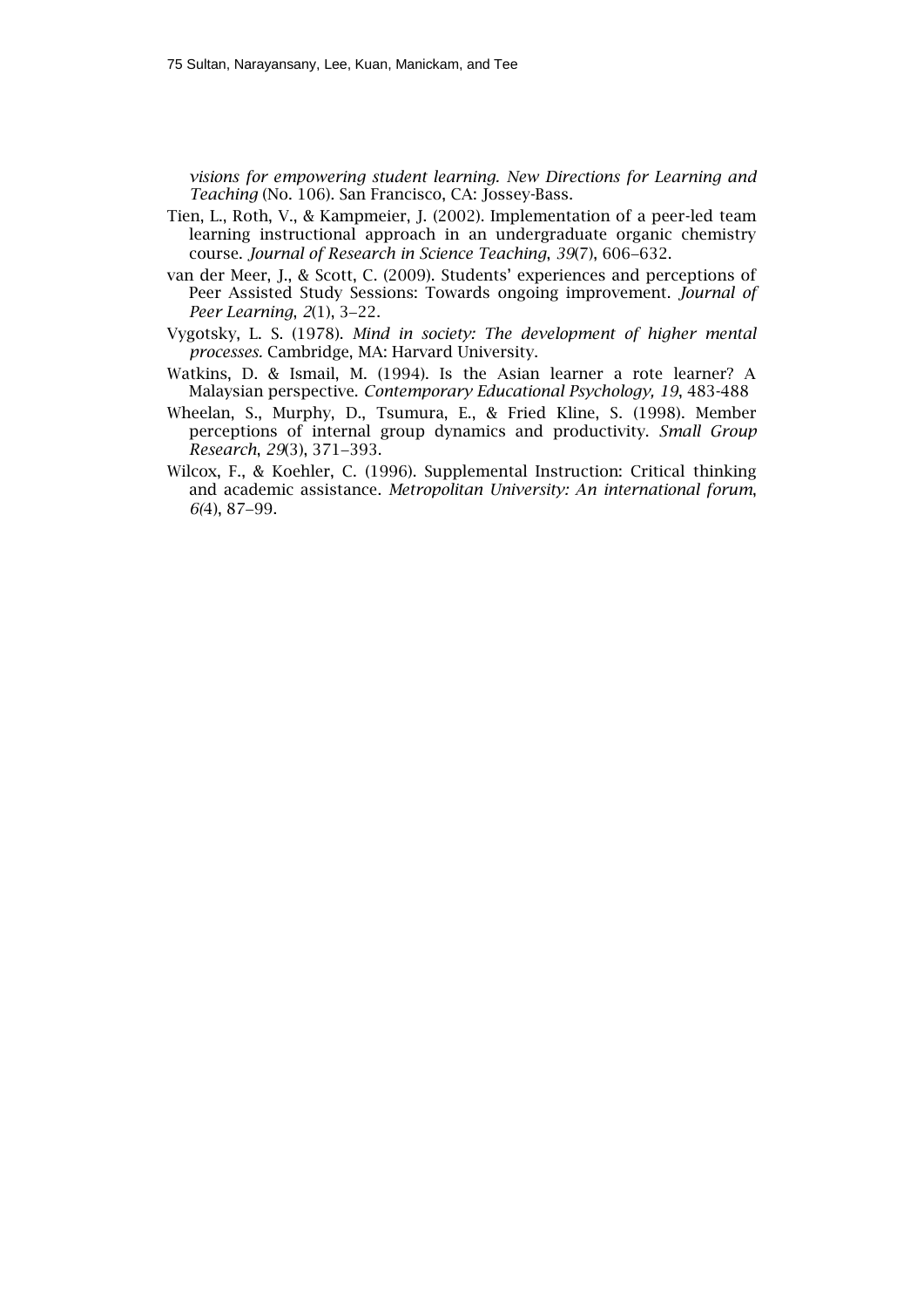*visions for empowering student learning. New Directions for Learning and Teaching* (No. 106). San Francisco, CA: Jossey-Bass.

Tien, L., Roth, V., & Kampmeier, J. (2002). Implementation of a peer-led team learning instructional approach in an undergraduate organic chemistry course. *Journal of Research in Science Teaching*, *39*(7), 606–632.

van der Meer, J., & Scott, C. (2009). Students' experiences and perceptions of Peer Assisted Study Sessions: Towards ongoing improvement. *Journal of Peer Learning*, *2*(1), 3–22.

Vygotsky, L. S. (1978). *Mind in society: The development of higher mental processes.* Cambridge, MA: Harvard University.

Watkins, D. & Ismail, M. (1994). Is the Asian learner a rote learner? A Malaysian perspective. *Contemporary Educational Psychology, 19*, 483-488

Wheelan, S., Murphy, D., Tsumura, E., & Fried Kline, S. (1998). Member perceptions of internal group dynamics and productivity. *Small Group Research*, *29*(3), 371–393.

Wilcox, F., & Koehler, C. (1996). Supplemental Instruction: Critical thinking and academic assistance. *Metropolitan University: An international forum*, *6(*4), 87–99.